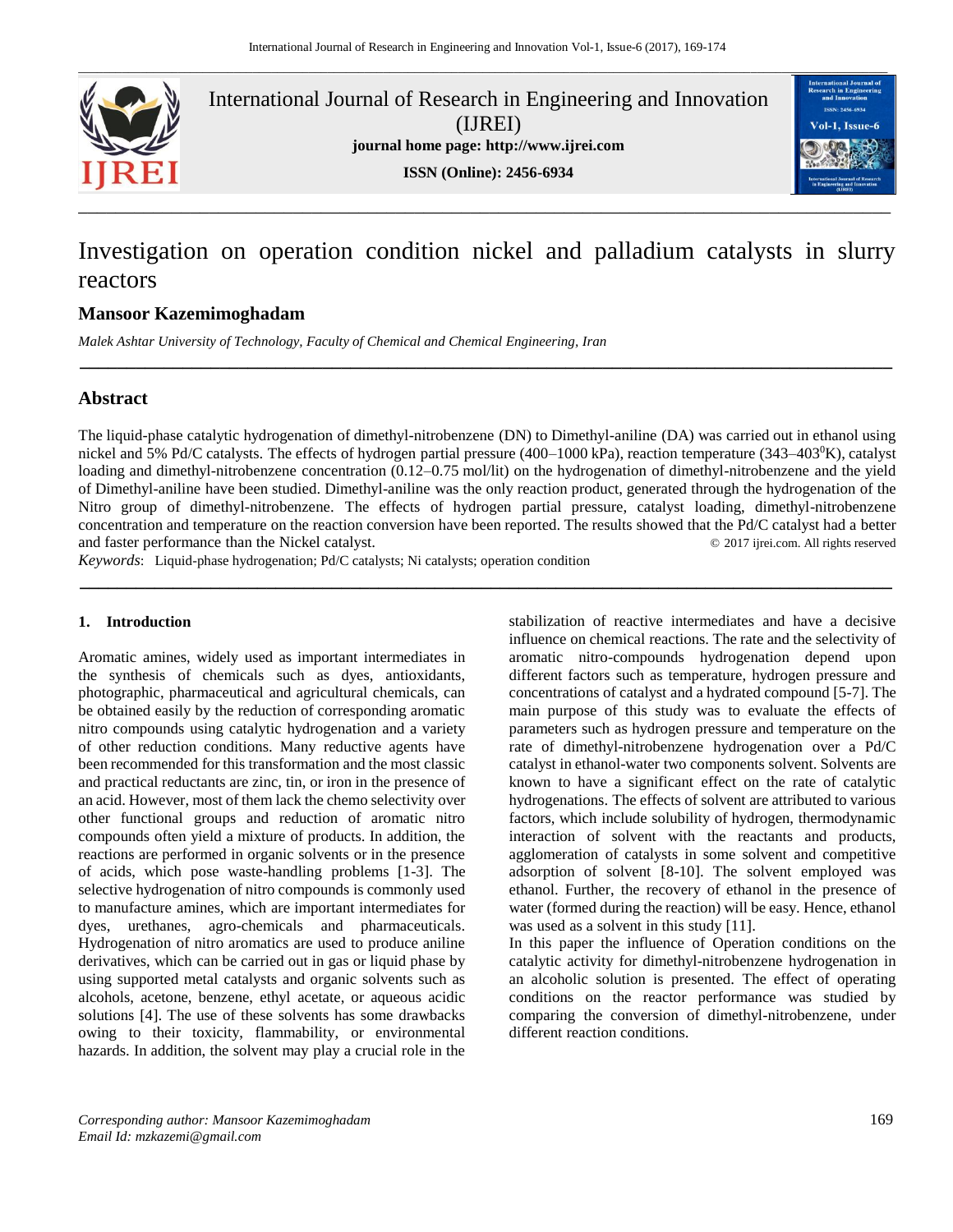# Investigation on operation condition nickel and palladium catalysts in slurry reactors

**Mansoor Kazemimoghadam**

*Malek Ashtar University of Technology, Faculty of Chemical and Chemical Engineering, Iran*

## Abstract

The liquid-phase catalytic hydrogenation of dimethyl-nitrobenzene (DN) to Dimethyl-aniline (DA) was carried out in ethanol using nickel and 5% Pd/C catalysts. The effects of hydrogen partial pressure (400–1000 kPa), reaction temperature (343–403$^0$K), catalyst loading and dimethyl-nitrobenzene concentration (0.12–0.75 mol/lit) on the hydrogenation of dimethyl-nitrobenzene and the yield of Dimethyl-aniline have been studied. Dimethyl-aniline was the only reaction product, generated through the hydrogenation of the Nitro group of dimethyl-nitrobenzene. The effects of hydrogen partial pressure, catalyst loading, dimethyl-nitrobenzene concentration and temperature on the reaction conversion have been reported. The results showed that the Pd/C catalyst had a better and faster performance than the Nickel catalyst.

© 2017 ijrei.com. All rights reserved

*Keywords*: Liquid-phase hydrogenation; Pd/C catalysts; Ni catalysts; operation condition

### 1. Introduction

Aromatic amines, widely used as important intermediates in the synthesis of chemicals such as dyes, antioxidants, photographic, pharmaceutical and agricultural chemicals, can be obtained easily by the reduction of corresponding aromatic nitro compounds using catalytic hydrogenation and a variety of other reduction conditions. Many reductive agents have been recommended for this transformation and the most classic and practical reductants are zinc, tin, or iron in the presence of an acid. However, most of them lack the chemo selectivity over other functional groups and reduction of aromatic nitro compounds often yield a mixture of products. In addition, the reactions are performed in organic solvents or in the presence of acids, which pose waste-handling problems [1-3]. The selective hydrogenation of nitro compounds is commonly used to manufacture amines, which are important intermediates for dyes, urethanes, agro-chemicals and pharmaceuticals. Hydrogenation of nitro aromatics are used to produce aniline derivatives, which can be carried out in gas or liquid phase by using supported metal catalysts and organic solvents such as alcohols, acetone, benzene, ethyl acetate, or aqueous acidic solutions [4]. The use of these solvents has some drawbacks owing to their toxicity, flammability, or environmental hazards. In addition, the solvent may play a crucial role in the stabilization of reactive intermediates and have a decisive influence on chemical reactions. The rate and the selectivity of aromatic nitro-compounds hydrogenation depend upon different factors such as temperature, hydrogen pressure and concentrations of catalyst and a hydrated compound [5-7]. The main purpose of this study was to evaluate the effects of parameters such as hydrogen pressure and temperature on the rate of dimethyl-nitrobenzene hydrogenation over a Pd/C catalyst in ethanol-water two components solvent. Solvents are known to have a significant effect on the rate of catalytic hydrogenations. The effects of solvent are attributed to various factors, which include solubility of hydrogen, thermodynamic interaction of solvent with the reactants and products, agglomeration of catalysts in some solvent and competitive adsorption of solvent [8-10]. The solvent employed was ethanol. Further, the recovery of ethanol in the presence of water (formed during the reaction) will be easy. Hence, ethanol was used as a solvent in this study [11].

In this paper the influence of Operation conditions on the catalytic activity for dimethyl-nitrobenzene hydrogenation in an alcoholic solution is presented. The effect of operating conditions on the reactor performance was studied by comparing the conversion of dimethyl-nitrobenzene, under different reaction conditions.

*Corresponding author: Mansoor Kazemimoghadam*
*Email Id: mzkazemi@gmail.com*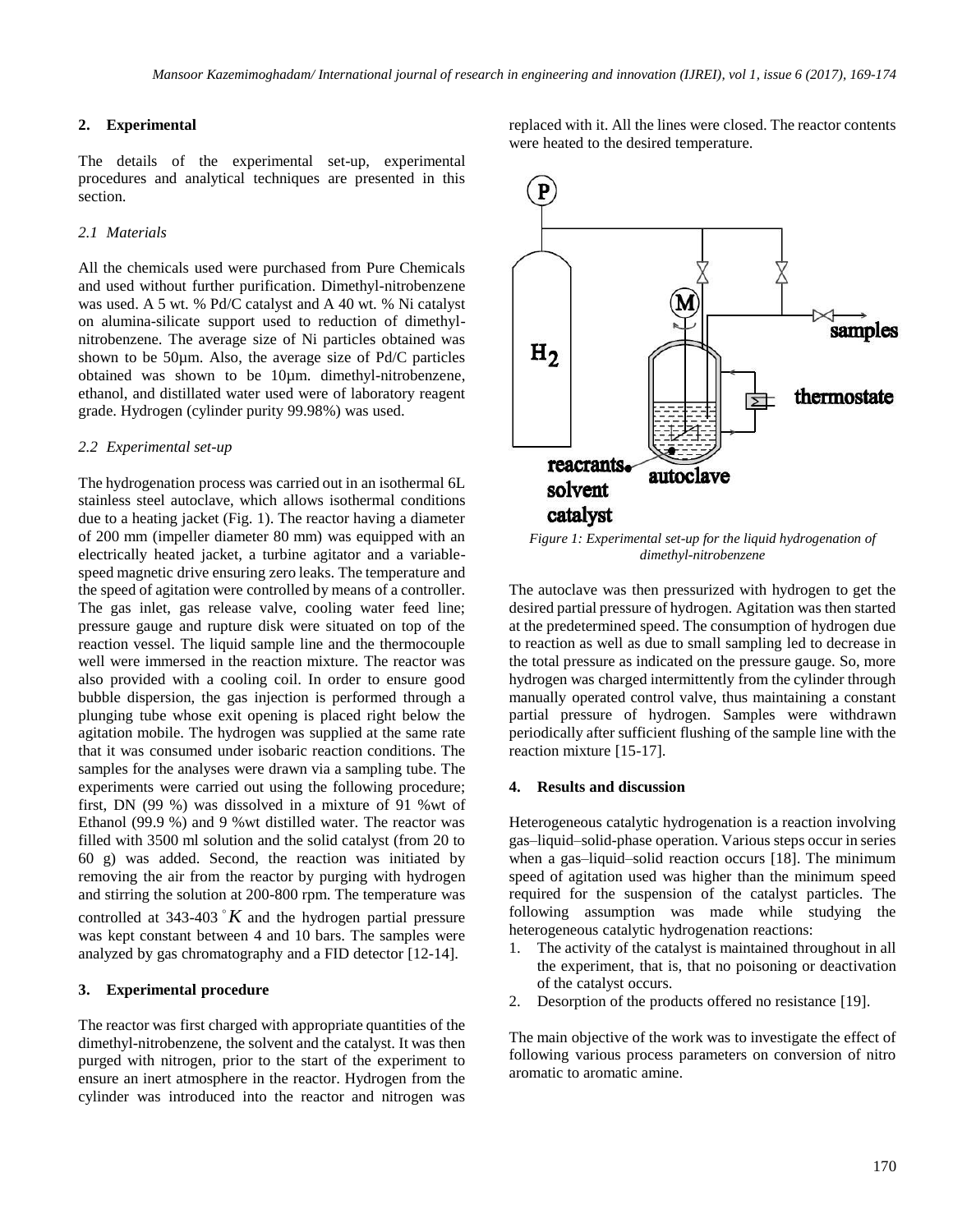## 2. Experimental

The details of the experimental set-up, experimental procedures and analytical techniques are presented in this section.

### *2.1 Materials*

All the chemicals used were purchased from Pure Chemicals and used without further purification. Dimethyl-nitrobenzene was used. A 5 wt. % Pd/C catalyst and A 40 wt. % Ni catalyst on alumina-silicate support used to reduction of dimethyl-nitrobenzene. The average size of Ni particles obtained was shown to be 50µm. Also, the average size of Pd/C particles obtained was shown to be 10µm. dimethyl-nitrobenzene, ethanol, and distillated water used were of laboratory reagent grade. Hydrogen (cylinder purity 99.98%) was used.

### *2.2 Experimental set-up*

The hydrogenation process was carried out in an isothermal 6L stainless steel autoclave, which allows isothermal conditions due to a heating jacket (Fig. 1). The reactor having a diameter of 200 mm (impeller diameter 80 mm) was equipped with an electrically heated jacket, a turbine agitator and a variable-speed magnetic drive ensuring zero leaks. The temperature and the speed of agitation were controlled by means of a controller. The gas inlet, gas release valve, cooling water feed line; pressure gauge and rupture disk were situated on top of the reaction vessel. The liquid sample line and the thermocouple well were immersed in the reaction mixture. The reactor was also provided with a cooling coil. In order to ensure good bubble dispersion, the gas injection is performed through a plunging tube whose exit opening is placed right below the agitation mobile. The hydrogen was supplied at the same rate that it was consumed under isobaric reaction conditions. The samples for the analyses were drawn via a sampling tube. The experiments were carried out using the following procedure; first, DN (99 %) was dissolved in a mixture of 91 %wt of Ethanol (99.9 %) and 9 %wt distilled water. The reactor was filled with 3500 ml solution and the solid catalyst (from 20 to 60 g) was added. Second, the reaction was initiated by removing the air from the reactor by purging with hydrogen and stirring the solution at 200-800 rpm. The temperature was controlled at 343-403 $^{\circ}K$ and the hydrogen partial pressure was kept constant between 4 and 10 bars. The samples were analyzed by gas chromatography and a FID detector [12-14].

## 3. Experimental procedure

The reactor was first charged with appropriate quantities of the dimethyl-nitrobenzene, the solvent and the catalyst. It was then purged with nitrogen, prior to the start of the experiment to ensure an inert atmosphere in the reactor. Hydrogen from the cylinder was introduced into the reactor and nitrogen was replaced with it. All the lines were closed. The reactor contents were heated to the desired temperature.

*Figure 1: Experimental set-up for the liquid hydrogenation of dimethyl-nitrobenzene*

The autoclave was then pressurized with hydrogen to get the desired partial pressure of hydrogen. Agitation was then started at the predetermined speed. The consumption of hydrogen due to reaction as well as due to small sampling led to decrease in the total pressure as indicated on the pressure gauge. So, more hydrogen was charged intermittently from the cylinder through manually operated control valve, thus maintaining a constant partial pressure of hydrogen. Samples were withdrawn periodically after sufficient flushing of the sample line with the reaction mixture [15-17].

## 4. Results and discussion

Heterogeneous catalytic hydrogenation is a reaction involving gas–liquid–solid-phase operation. Various steps occur in series when a gas–liquid–solid reaction occurs [18]. The minimum speed of agitation used was higher than the minimum speed required for the suspension of the catalyst particles. The following assumption was made while studying the heterogeneous catalytic hydrogenation reactions:

1. The activity of the catalyst is maintained throughout in all the experiment, that is, that no poisoning or deactivation of the catalyst occurs.
2. Desorption of the products offered no resistance [19].

The main objective of the work was to investigate the effect of following various process parameters on conversion of nitro aromatic to aromatic amine.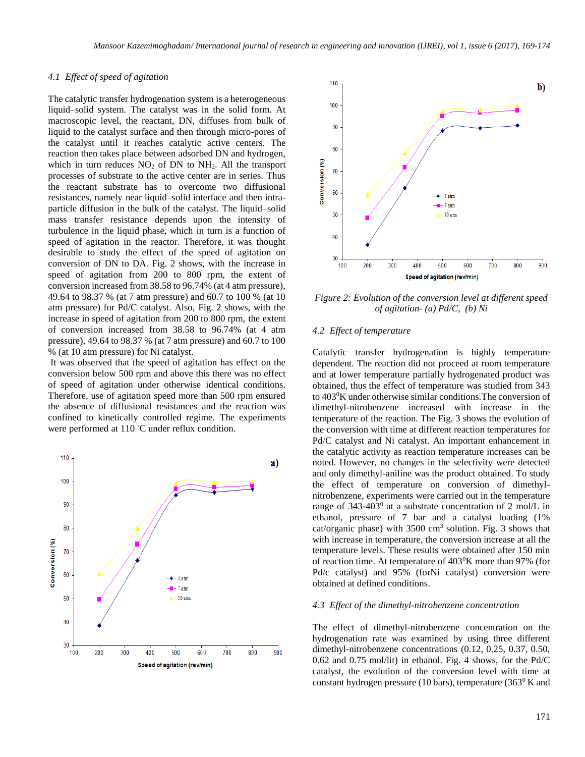### 4.1 *Effect of speed of agitation*

The catalytic transfer hydrogenation system is a heterogeneous liquid–solid system. The catalyst was in the solid form. At macroscopic level, the reactant, DN, diffuses from bulk of liquid to the catalyst surface and then through micro-pores of the catalyst until it reaches catalytic active centers. The reaction then takes place between adsorbed DN and hydrogen, which in turn reduces $NO_2$ of DN to $NH_2$. All the transport processes of substrate to the active center are in series. Thus the reactant substrate has to overcome two diffusional resistances, namely near liquid–solid interface and then intra-particle diffusion in the bulk of the catalyst. The liquid–solid mass transfer resistance depends upon the intensity of turbulence in the liquid phase, which in turn is a function of speed of agitation in the reactor. Therefore, it was thought desirable to study the effect of the speed of agitation on conversion of DN to DA. Fig. 2 shows, with the increase in speed of agitation from 200 to 800 rpm, the extent of conversion increased from 38.58 to 96.74% (at 4 atm pressure), 49.64 to 98.37 % (at 7 atm pressure) and 60.7 to 100 % (at 10 atm pressure) for Pd/C catalyst. Also, Fig. 2 shows, with the increase in speed of agitation from 200 to 800 rpm, the extent of conversion increased from 38.58 to 96.74% (at 4 atm pressure), 49.64 to 98.37 % (at 7 atm pressure) and 60.7 to 100 % (at 10 atm pressure) for Ni catalyst.

It was observed that the speed of agitation has effect on the conversion below 500 rpm and above this there was no effect of speed of agitation under otherwise identical conditions. Therefore, use of agitation speed more than 500 rpm ensured the absence of diffusional resistances and the reaction was confined to kinetically controlled regime. The experiments were performed at 110 °C under reflux condition.

*Figure 2: Evolution of the conversion level at different speed of agitation- (a) Pd/C, (b) Ni*

### 4.2 *Effect of temperature*

Catalytic transfer hydrogenation is highly temperature dependent. The reaction did not proceed at room temperature and at lower temperature partially hydrogenated product was obtained, thus the effect of temperature was studied from 343 to 403$^0$K under otherwise similar conditions.The conversion of dimethyl-nitrobenzene increased with increase in the temperature of the reaction. The Fig. 3 shows the evolution of the conversion with time at different reaction temperatures for Pd/C catalyst and Ni catalyst. An important enhancement in the catalytic activity as reaction temperature increases can be noted. However, no changes in the selectivity were detected and only dimethyl-aniline was the product obtained. To study the effect of temperature on conversion of dimethyl-nitrobenzene, experiments were carried out in the temperature range of 343-403$^0$ at a substrate concentration of 2 mol/L in ethanol, pressure of 7 bar and a catalyst loading (1% cat/organic phase) with 3500 cm$^3$ solution. Fig. 3 shows that with increase in temperature, the conversion increase at all the temperature levels. These results were obtained after 150 min of reaction time. At temperature of 403$^0$K more than 97% (for Pd/c catalyst) and 95% (forNi catalyst) conversion were obtained at defined conditions.

### 4.3 *Effect of the dimethyl-nitrobenzene concentration*

The effect of dimethyl-nitrobenzene concentration on the hydrogenation rate was examined by using three different dimethyl-nitrobenzene concentrations (0.12, 0.25, 0.37, 0.50, 0.62 and 0.75 mol/lit) in ethanol. Fig. 4 shows, for the Pd/C catalyst, the evolution of the conversion level with time at constant hydrogen pressure (10 bars), temperature (363$^0$ K and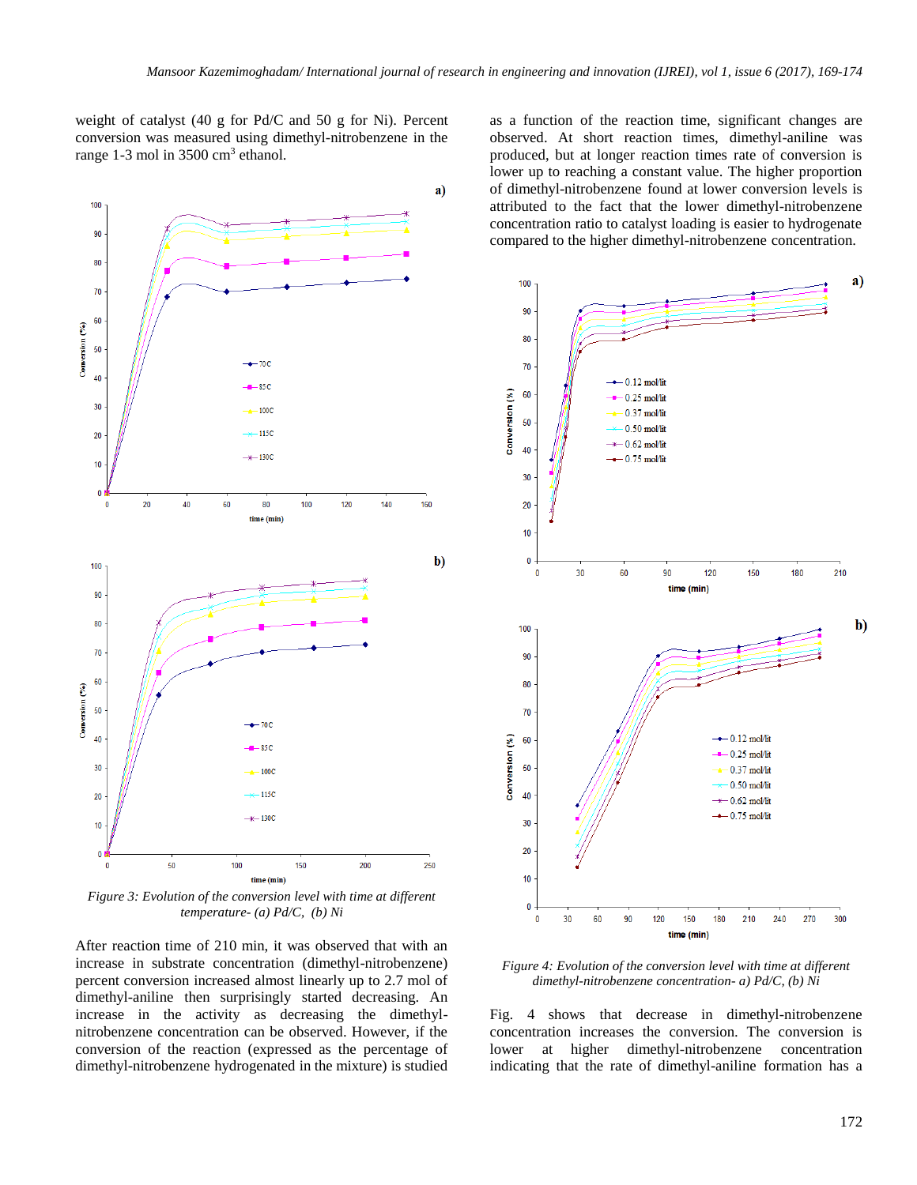weight of catalyst (40 g for Pd/C and 50 g for Ni). Percent conversion was measured using dimethyl-nitrobenzene in the range 1-3 mol in 3500 cm$^3$ ethanol.

Figure 3: Evolution of the conversion level with time at different temperature- (a) Pd/C, (b) Ni

After reaction time of 210 min, it was observed that with an increase in substrate concentration (dimethyl-nitrobenzene) percent conversion increased almost linearly up to 2.7 mol of dimethyl-aniline then surprisingly started decreasing. An increase in the activity as decreasing the dimethyl-nitrobenzene concentration can be observed. However, if the conversion of the reaction (expressed as the percentage of dimethyl-nitrobenzene hydrogenated in the mixture) is studied as a function of the reaction time, significant changes are observed. At short reaction times, dimethyl-aniline was produced, but at longer reaction times rate of conversion is lower up to reaching a constant value. The higher proportion of dimethyl-nitrobenzene found at lower conversion levels is attributed to the fact that the lower dimethyl-nitrobenzene concentration ratio to catalyst loading is easier to hydrogenate compared to the higher dimethyl-nitrobenzene concentration.

Figure 4: Evolution of the conversion level with time at different dimethyl-nitrobenzene concentration- a) Pd/C, (b) Ni

Fig. 4 shows that decrease in dimethyl-nitrobenzene concentration increases the conversion. The conversion is lower at higher dimethyl-nitrobenzene concentration indicating that the rate of dimethyl-aniline formation has a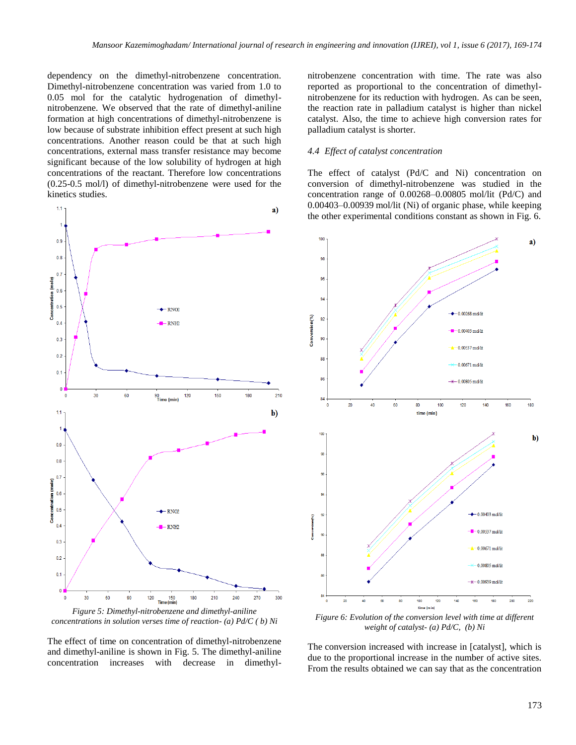dependency on the dimethyl-nitrobenzene concentration. Dimethyl-nitrobenzene concentration was varied from 1.0 to 0.05 mol for the catalytic hydrogenation of dimethyl-nitrobenzene. We observed that the rate of dimethyl-aniline formation at high concentrations of dimethyl-nitrobenzene is low because of substrate inhibition effect present at such high concentrations. Another reason could be that at such high concentrations, external mass transfer resistance may become significant because of the low solubility of hydrogen at high concentrations of the reactant. Therefore low concentrations (0.25-0.5 mol/l) of dimethyl-nitrobenzene were used for the kinetics studies.

*Figure 5: Dimethyl-nitrobenzene and dimethyl-aniline concentrations in solution verses time of reaction- (a) Pd/C ( b) Ni*

The effect of time on concentration of dimethyl-nitrobenzene and dimethyl-aniline is shown in Fig. 5. The dimethyl-aniline concentration increases with decrease in dimethyl-nitrobenzene concentration with time. The rate was also reported as proportional to the concentration of dimethyl-nitrobenzene for its reduction with hydrogen. As can be seen, the reaction rate in palladium catalyst is higher than nickel catalyst. Also, the time to achieve high conversion rates for palladium catalyst is shorter.

### *4.4 Effect of catalyst concentration*

The effect of catalyst (Pd/C and Ni) concentration on conversion of dimethyl-nitrobenzene was studied in the concentration range of 0.00268–0.00805 mol/lit (Pd/C) and 0.00403–0.00939 mol/lit (Ni) of organic phase, while keeping the other experimental conditions constant as shown in Fig. 6.

*Figure 6: Evolution of the conversion level with time at different weight of catalyst- (a) Pd/C, (b) Ni*

The conversion increased with increase in [catalyst], which is due to the proportional increase in the number of active sites. From the results obtained we can say that as the concentration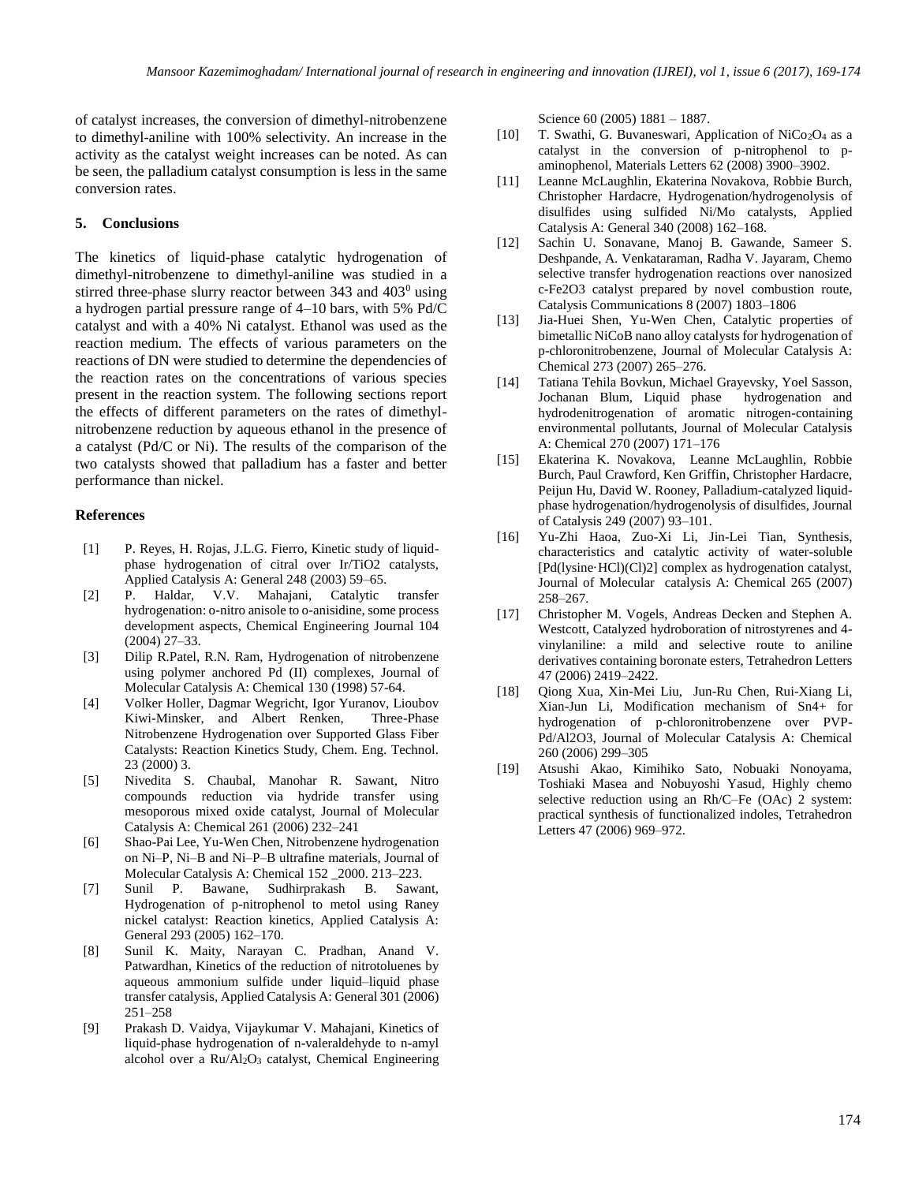of catalyst increases, the conversion of dimethyl-nitrobenzene to dimethyl-aniline with 100% selectivity. An increase in the activity as the catalyst weight increases can be noted. As can be seen, the palladium catalyst consumption is less in the same conversion rates.

## 5. Conclusions

The kinetics of liquid-phase catalytic hydrogenation of dimethyl-nitrobenzene to dimethyl-aniline was studied in a stirred three-phase slurry reactor between 343 and $403^0$ using a hydrogen partial pressure range of 4–10 bars, with 5% Pd/C catalyst and with a 40% Ni catalyst. Ethanol was used as the reaction medium. The effects of various parameters on the reactions of DN were studied to determine the dependencies of the reaction rates on the concentrations of various species present in the reaction system. The following sections report the effects of different parameters on the rates of dimethyl-nitrobenzene reduction by aqueous ethanol in the presence of a catalyst (Pd/C or Ni). The results of the comparison of the two catalysts showed that palladium has a faster and better performance than nickel.

## References

[1] P. Reyes, H. Rojas, J.L.G. Fierro, Kinetic study of liquid-phase hydrogenation of citral over Ir/TiO2 catalysts, Applied Catalysis A: General 248 (2003) 59–65.

[2] P. Haldar, V.V. Mahajani, Catalytic transfer hydrogenation: o-nitro anisole to o-anisidine, some process development aspects, Chemical Engineering Journal 104 (2004) 27–33.

[3] Dilip R.Patel, R.N. Ram, Hydrogenation of nitrobenzene using polymer anchored Pd (II) complexes, Journal of Molecular Catalysis A: Chemical 130 (1998) 57-64.

[4] Volker Holler, Dagmar Wegricht, Igor Yuranov, Lioubov Kiwi-Minsker, and Albert Renken, Three-Phase Nitrobenzene Hydrogenation over Supported Glass Fiber Catalysts: Reaction Kinetics Study, Chem. Eng. Technol. 23 (2000) 3.

[5] Nivedita S. Chaubal, Manohar R. Sawant, Nitro compounds reduction via hydride transfer using mesoporous mixed oxide catalyst, Journal of Molecular Catalysis A: Chemical 261 (2006) 232–241

[6] Shao-Pai Lee, Yu-Wen Chen, Nitrobenzene hydrogenation on Ni–P, Ni–B and Ni–P–B ultrafine materials, Journal of Molecular Catalysis A: Chemical 152 _2000. 213–223.

[7] Sunil P. Bawane, Sudhirprakash B. Sawant, Hydrogenation of p-nitrophenol to metol using Raney nickel catalyst: Reaction kinetics, Applied Catalysis A: General 293 (2005) 162–170.

[8] Sunil K. Maity, Narayan C. Pradhan, Anand V. Patwardhan, Kinetics of the reduction of nitrotoluenes by aqueous ammonium sulfide under liquid–liquid phase transfer catalysis, Applied Catalysis A: General 301 (2006) 251–258

[9] Prakash D. Vaidya, Vijaykumar V. Mahajani, Kinetics of liquid-phase hydrogenation of n-valeraldehyde to n-amyl alcohol over a $Ru/Al_2O_3$ catalyst, Chemical Engineering Science 60 (2005) 1881 – 1887.

[10] T. Swathi, G. Buvaneswari, Application of $NiCo_2O_4$ as a catalyst in the conversion of p-nitrophenol to p-aminophenol, Materials Letters 62 (2008) 3900–3902.

[11] Leanne McLaughlin, Ekaterina Novakova, Robbie Burch, Christopher Hardacre, Hydrogenation/hydrogenolysis of disulfides using sulfided Ni/Mo catalysts, Applied Catalysis A: General 340 (2008) 162–168.

[12] Sachin U. Sonavane, Manoj B. Gawande, Sameer S. Deshpande, A. Venkataraman, Radha V. Jayaram, Chemo selective transfer hydrogenation reactions over nanosized c-Fe2O3 catalyst prepared by novel combustion route, Catalysis Communications 8 (2007) 1803–1806

[13] Jia-Huei Shen, Yu-Wen Chen, Catalytic properties of bimetallic NiCoB nano alloy catalysts for hydrogenation of p-chloronitrobenzene, Journal of Molecular Catalysis A: Chemical 273 (2007) 265–276.

[14] Tatiana Tehila Bovkun, Michael Grayevsky, Yoel Sasson, Jochanan Blum, Liquid phase hydrogenation and hydrodenitrogenation of aromatic nitrogen-containing environmental pollutants, Journal of Molecular Catalysis A: Chemical 270 (2007) 171–176

[15] Ekaterina K. Novakova, Leanne McLaughlin, Robbie Burch, Paul Crawford, Ken Griffin, Christopher Hardacre, Peijun Hu, David W. Rooney, Palladium-catalyzed liquid-phase hydrogenation/hydrogenolysis of disulfides, Journal of Catalysis 249 (2007) 93–101.

[16] Yu-Zhi Haoa, Zuo-Xi Li, Jin-Lei Tian, Synthesis, characteristics and catalytic activity of water-soluble [Pd(lysine·HCl)(Cl)2] complex as hydrogenation catalyst, Journal of Molecular catalysis A: Chemical 265 (2007) 258–267.

[17] Christopher M. Vogels, Andreas Decken and Stephen A. Westcott, Catalyzed hydroboration of nitrostyrenes and 4-vinylaniline: a mild and selective route to aniline derivatives containing boronate esters, Tetrahedron Letters 47 (2006) 2419–2422.

[18] Qiong Xua, Xin-Mei Liu, Jun-Ru Chen, Rui-Xiang Li, Xian-Jun Li, Modification mechanism of Sn4+ for hydrogenation of p-chloronitrobenzene over PVP-Pd/Al2O3, Journal of Molecular Catalysis A: Chemical 260 (2006) 299–305

[19] Atsushi Akao, Kimihiko Sato, Nobuaki Nonoyama, Toshiaki Masea and Nobuyoshi Yasud, Highly chemo selective reduction using an Rh/C–Fe (OAc) 2 system: practical synthesis of functionalized indoles, Tetrahedron Letters 47 (2006) 969–972.